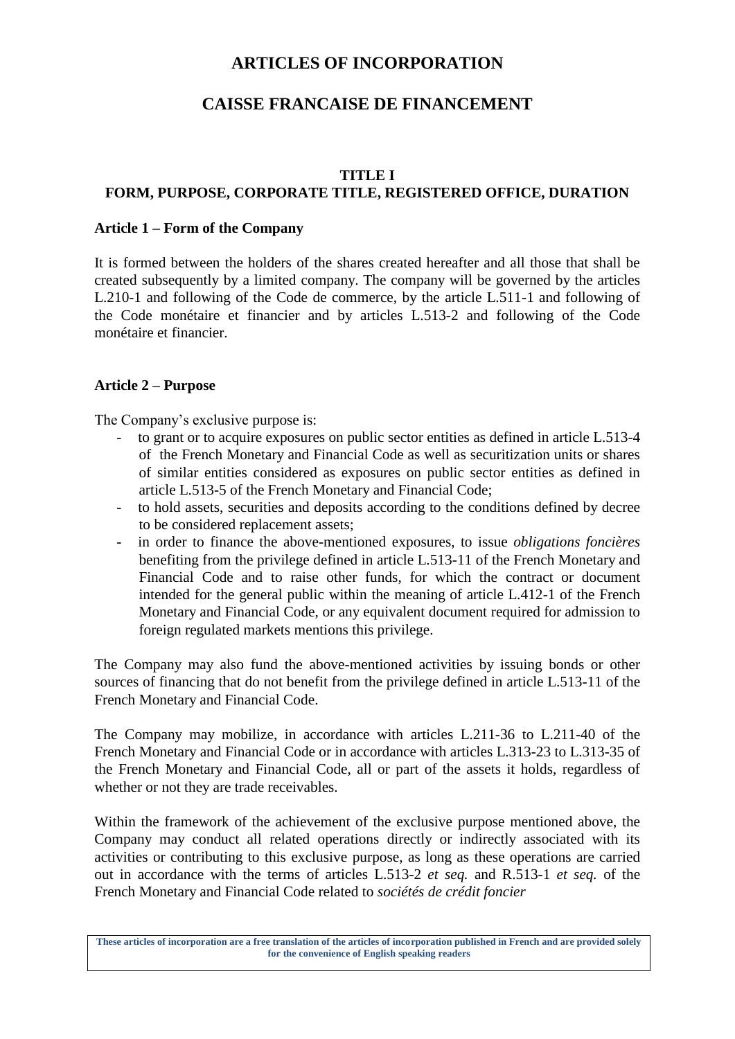# ARTICLES OF INCORPORATION

# CAISSE FRANCAISE DE FINANCEMENT

## TITLE I
## FORM, PURPOSE, CORPORATE TITLE, REGISTERED OFFICE, DURATION

### Article 1 – Form of the Company

It is formed between the holders of the shares created hereafter and all those that shall be created subsequently by a limited company. The company will be governed by the articles L.210-1 and following of the Code de commerce, by the article L.511-1 and following of the Code monétaire et financier and by articles L.513-2 and following of the Code monétaire et financier.

### Article 2 – Purpose

The Company's exclusive purpose is:

- to grant or to acquire exposures on public sector entities as defined in article L.513-4 of the French Monetary and Financial Code as well as securitization units or shares of similar entities considered as exposures on public sector entities as defined in article L.513-5 of the French Monetary and Financial Code;
- to hold assets, securities and deposits according to the conditions defined by decree to be considered replacement assets;
- in order to finance the above-mentioned exposures, to issue *obligations foncières* benefiting from the privilege defined in article L.513-11 of the French Monetary and Financial Code and to raise other funds, for which the contract or document intended for the general public within the meaning of article L.412-1 of the French Monetary and Financial Code, or any equivalent document required for admission to foreign regulated markets mentions this privilege.

The Company may also fund the above-mentioned activities by issuing bonds or other sources of financing that do not benefit from the privilege defined in article L.513-11 of the French Monetary and Financial Code.

The Company may mobilize, in accordance with articles L.211-36 to L.211-40 of the French Monetary and Financial Code or in accordance with articles L.313-23 to L.313-35 of the French Monetary and Financial Code, all or part of the assets it holds, regardless of whether or not they are trade receivables.

Within the framework of the achievement of the exclusive purpose mentioned above, the Company may conduct all related operations directly or indirectly associated with its activities or contributing to this exclusive purpose, as long as these operations are carried out in accordance with the terms of articles L.513-2 *et seq.* and R.513-1 *et seq.* of the French Monetary and Financial Code related to *sociétés de crédit foncier*

**These articles of incorporation are a free translation of the articles of incorporation published in French and are provided solely for the convenience of English speaking readers**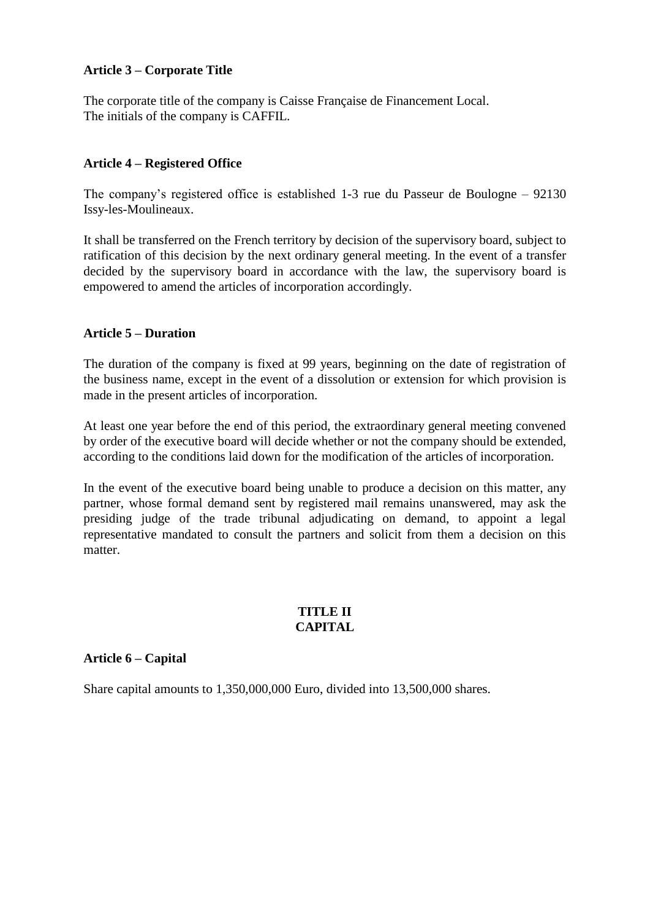**Article 3 – Corporate Title**

The corporate title of the company is Caisse Française de Financement Local.
The initials of the company is CAFFIL.

**Article 4 – Registered Office**

The company's registered office is established 1-3 rue du Passeur de Boulogne – 92130 Issy-les-Moulineaux.

It shall be transferred on the French territory by decision of the supervisory board, subject to ratification of this decision by the next ordinary general meeting. In the event of a transfer decided by the supervisory board in accordance with the law, the supervisory board is empowered to amend the articles of incorporation accordingly.

**Article 5 – Duration**

The duration of the company is fixed at 99 years, beginning on the date of registration of the business name, except in the event of a dissolution or extension for which provision is made in the present articles of incorporation.

At least one year before the end of this period, the extraordinary general meeting convened by order of the executive board will decide whether or not the company should be extended, according to the conditions laid down for the modification of the articles of incorporation.

In the event of the executive board being unable to produce a decision on this matter, any partner, whose formal demand sent by registered mail remains unanswered, may ask the presiding judge of the trade tribunal adjudicating on demand, to appoint a legal representative mandated to consult the partners and solicit from them a decision on this matter.

## TITLE II
## CAPITAL

**Article 6 – Capital**

Share capital amounts to 1,350,000,000 Euro, divided into 13,500,000 shares.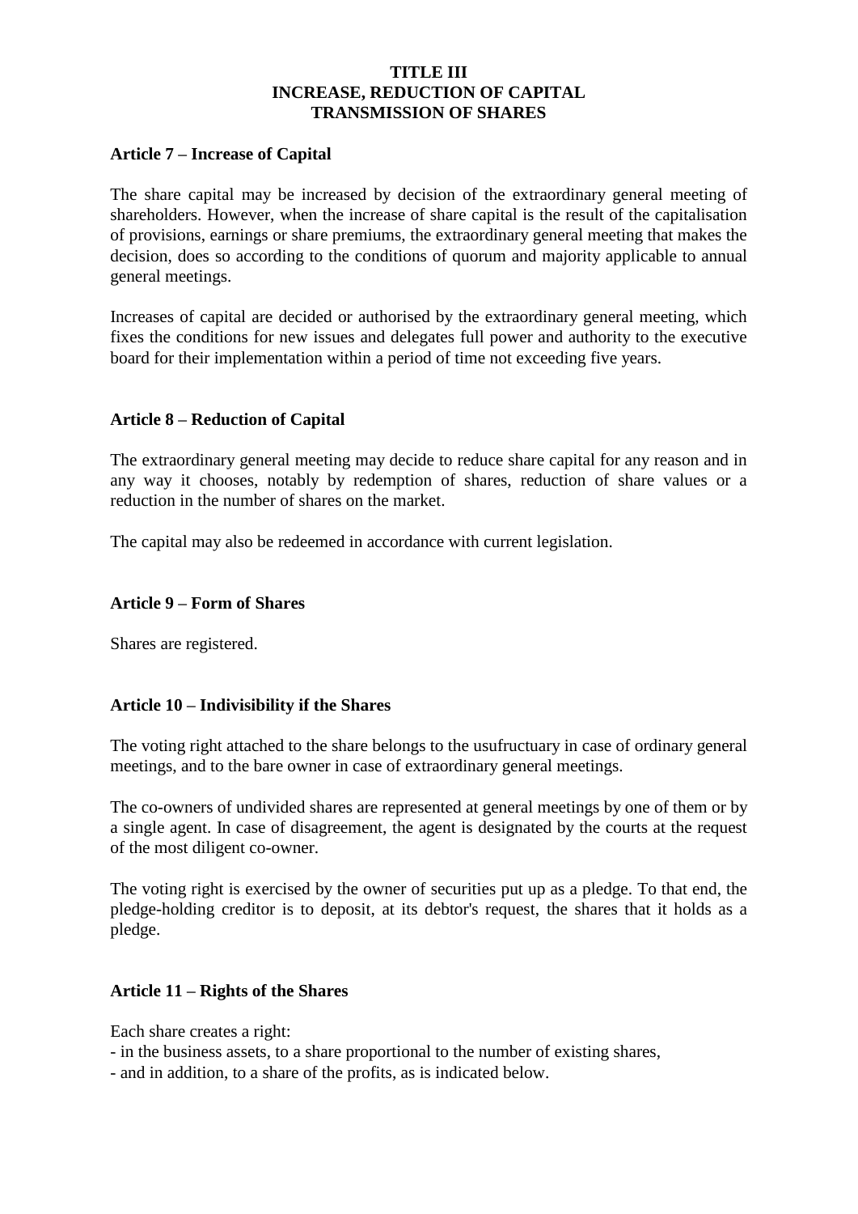# TITLE III
# INCREASE, REDUCTION OF CAPITAL
# TRANSMISSION OF SHARES

## Article 7 – Increase of Capital

The share capital may be increased by decision of the extraordinary general meeting of shareholders. However, when the increase of share capital is the result of the capitalisation of provisions, earnings or share premiums, the extraordinary general meeting that makes the decision, does so according to the conditions of quorum and majority applicable to annual general meetings.

Increases of capital are decided or authorised by the extraordinary general meeting, which fixes the conditions for new issues and delegates full power and authority to the executive board for their implementation within a period of time not exceeding five years.

## Article 8 – Reduction of Capital

The extraordinary general meeting may decide to reduce share capital for any reason and in any way it chooses, notably by redemption of shares, reduction of share values or a reduction in the number of shares on the market.

The capital may also be redeemed in accordance with current legislation.

## Article 9 – Form of Shares

Shares are registered.

## Article 10 – Indivisibility if the Shares

The voting right attached to the share belongs to the usufructuary in case of ordinary general meetings, and to the bare owner in case of extraordinary general meetings.

The co-owners of undivided shares are represented at general meetings by one of them or by a single agent. In case of disagreement, the agent is designated by the courts at the request of the most diligent co-owner.

The voting right is exercised by the owner of securities put up as a pledge. To that end, the pledge-holding creditor is to deposit, at its debtor's request, the shares that it holds as a pledge.

## Article 11 – Rights of the Shares

Each share creates a right:
- in the business assets, to a share proportional to the number of existing shares,
- and in addition, to a share of the profits, as is indicated below.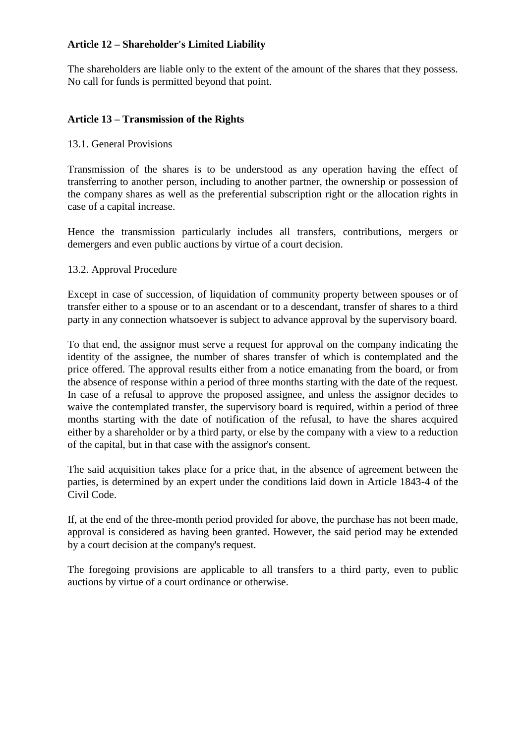**Article 12 – Shareholder's Limited Liability**

The shareholders are liable only to the extent of the amount of the shares that they possess. No call for funds is permitted beyond that point.

**Article 13 – Transmission of the Rights**

13.1. General Provisions

Transmission of the shares is to be understood as any operation having the effect of transferring to another person, including to another partner, the ownership or possession of the company shares as well as the preferential subscription right or the allocation rights in case of a capital increase.

Hence the transmission particularly includes all transfers, contributions, mergers or demergers and even public auctions by virtue of a court decision.

13.2. Approval Procedure

Except in case of succession, of liquidation of community property between spouses or of transfer either to a spouse or to an ascendant or to a descendant, transfer of shares to a third party in any connection whatsoever is subject to advance approval by the supervisory board.

To that end, the assignor must serve a request for approval on the company indicating the identity of the assignee, the number of shares transfer of which is contemplated and the price offered. The approval results either from a notice emanating from the board, or from the absence of response within a period of three months starting with the date of the request. In case of a refusal to approve the proposed assignee, and unless the assignor decides to waive the contemplated transfer, the supervisory board is required, within a period of three months starting with the date of notification of the refusal, to have the shares acquired either by a shareholder or by a third party, or else by the company with a view to a reduction of the capital, but in that case with the assignor's consent.

The said acquisition takes place for a price that, in the absence of agreement between the parties, is determined by an expert under the conditions laid down in Article 1843-4 of the Civil Code.

If, at the end of the three-month period provided for above, the purchase has not been made, approval is considered as having been granted. However, the said period may be extended by a court decision at the company's request.

The foregoing provisions are applicable to all transfers to a third party, even to public auctions by virtue of a court ordinance or otherwise.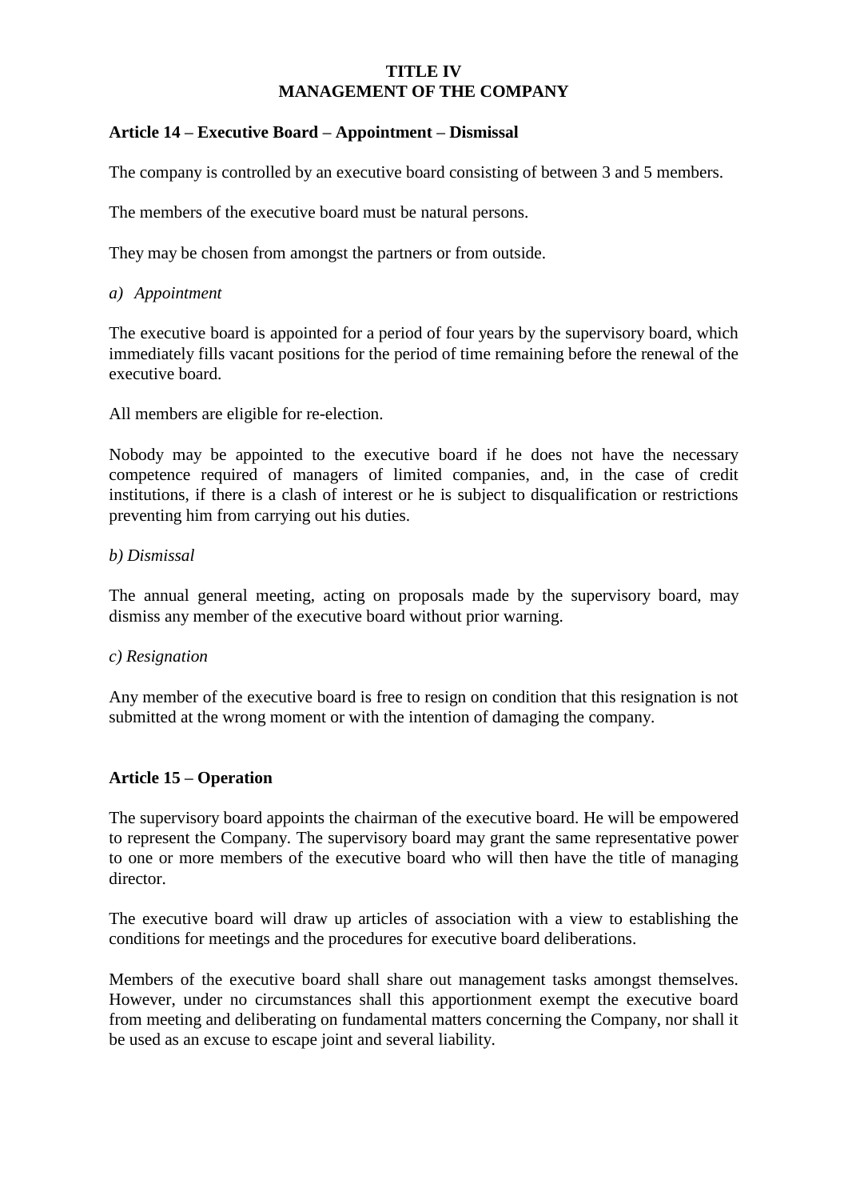# TITLE IV
# MANAGEMENT OF THE COMPANY

## Article 14 – Executive Board – Appointment – Dismissal

The company is controlled by an executive board consisting of between 3 and 5 members.

The members of the executive board must be natural persons.

They may be chosen from amongst the partners or from outside.

*a) Appointment*

The executive board is appointed for a period of four years by the supervisory board, which immediately fills vacant positions for the period of time remaining before the renewal of the executive board.

All members are eligible for re-election.

Nobody may be appointed to the executive board if he does not have the necessary competence required of managers of limited companies, and, in the case of credit institutions, if there is a clash of interest or he is subject to disqualification or restrictions preventing him from carrying out his duties.

*b) Dismissal*

The annual general meeting, acting on proposals made by the supervisory board, may dismiss any member of the executive board without prior warning.

*c) Resignation*

Any member of the executive board is free to resign on condition that this resignation is not submitted at the wrong moment or with the intention of damaging the company.

## Article 15 – Operation

The supervisory board appoints the chairman of the executive board. He will be empowered to represent the Company. The supervisory board may grant the same representative power to one or more members of the executive board who will then have the title of managing director.

The executive board will draw up articles of association with a view to establishing the conditions for meetings and the procedures for executive board deliberations.

Members of the executive board shall share out management tasks amongst themselves. However, under no circumstances shall this apportionment exempt the executive board from meeting and deliberating on fundamental matters concerning the Company, nor shall it be used as an excuse to escape joint and several liability.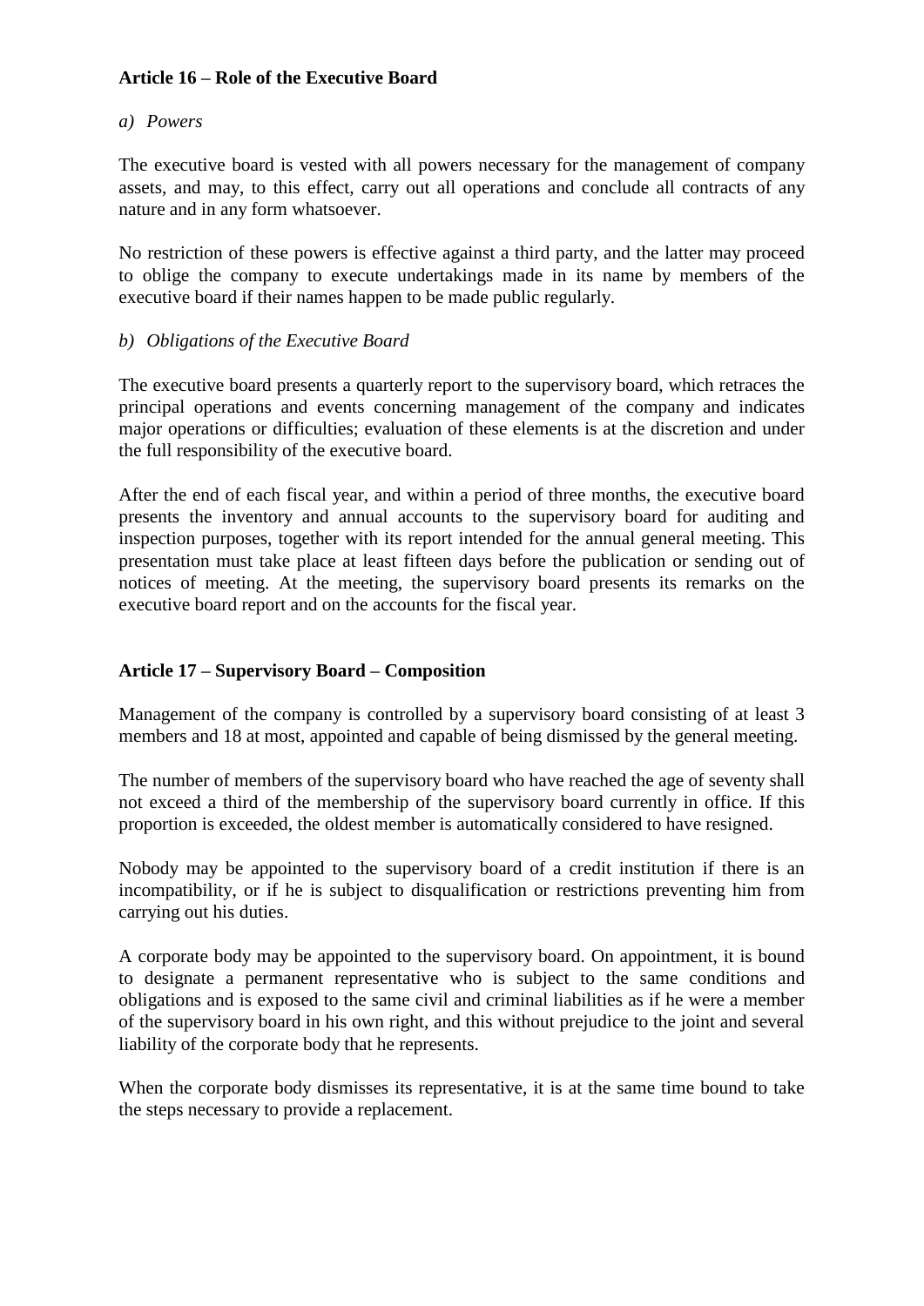**Article 16 – Role of the Executive Board**

*a) Powers*

The executive board is vested with all powers necessary for the management of company assets, and may, to this effect, carry out all operations and conclude all contracts of any nature and in any form whatsoever.

No restriction of these powers is effective against a third party, and the latter may proceed to oblige the company to execute undertakings made in its name by members of the executive board if their names happen to be made public regularly.

*b) Obligations of the Executive Board*

The executive board presents a quarterly report to the supervisory board, which retraces the principal operations and events concerning management of the company and indicates major operations or difficulties; evaluation of these elements is at the discretion and under the full responsibility of the executive board.

After the end of each fiscal year, and within a period of three months, the executive board presents the inventory and annual accounts to the supervisory board for auditing and inspection purposes, together with its report intended for the annual general meeting. This presentation must take place at least fifteen days before the publication or sending out of notices of meeting. At the meeting, the supervisory board presents its remarks on the executive board report and on the accounts for the fiscal year.

**Article 17 – Supervisory Board – Composition**

Management of the company is controlled by a supervisory board consisting of at least 3 members and 18 at most, appointed and capable of being dismissed by the general meeting.

The number of members of the supervisory board who have reached the age of seventy shall not exceed a third of the membership of the supervisory board currently in office. If this proportion is exceeded, the oldest member is automatically considered to have resigned.

Nobody may be appointed to the supervisory board of a credit institution if there is an incompatibility, or if he is subject to disqualification or restrictions preventing him from carrying out his duties.

A corporate body may be appointed to the supervisory board. On appointment, it is bound to designate a permanent representative who is subject to the same conditions and obligations and is exposed to the same civil and criminal liabilities as if he were a member of the supervisory board in his own right, and this without prejudice to the joint and several liability of the corporate body that he represents.

When the corporate body dismisses its representative, it is at the same time bound to take the steps necessary to provide a replacement.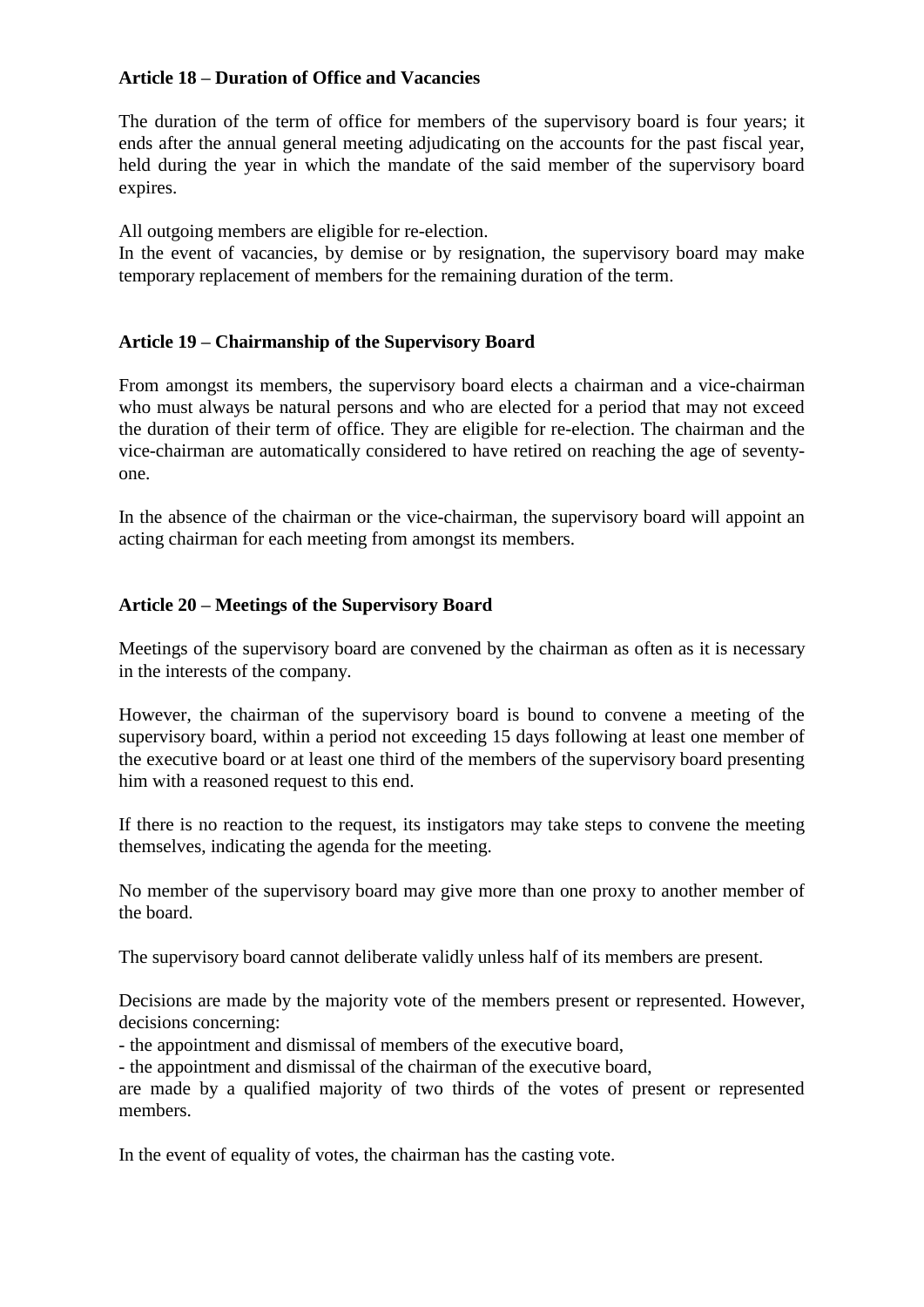### Article 18 – Duration of Office and Vacancies

The duration of the term of office for members of the supervisory board is four years; it ends after the annual general meeting adjudicating on the accounts for the past fiscal year, held during the year in which the mandate of the said member of the supervisory board expires.

All outgoing members are eligible for re-election.
In the event of vacancies, by demise or by resignation, the supervisory board may make temporary replacement of members for the remaining duration of the term.

### Article 19 – Chairmanship of the Supervisory Board

From amongst its members, the supervisory board elects a chairman and a vice-chairman who must always be natural persons and who are elected for a period that may not exceed the duration of their term of office. They are eligible for re-election. The chairman and the vice-chairman are automatically considered to have retired on reaching the age of seventy-one.

In the absence of the chairman or the vice-chairman, the supervisory board will appoint an acting chairman for each meeting from amongst its members.

### Article 20 – Meetings of the Supervisory Board

Meetings of the supervisory board are convened by the chairman as often as it is necessary in the interests of the company.

However, the chairman of the supervisory board is bound to convene a meeting of the supervisory board, within a period not exceeding 15 days following at least one member of the executive board or at least one third of the members of the supervisory board presenting him with a reasoned request to this end.

If there is no reaction to the request, its instigators may take steps to convene the meeting themselves, indicating the agenda for the meeting.

No member of the supervisory board may give more than one proxy to another member of the board.

The supervisory board cannot deliberate validly unless half of its members are present.

Decisions are made by the majority vote of the members present or represented. However, decisions concerning:

- the appointment and dismissal of members of the executive board,
- the appointment and dismissal of the chairman of the executive board,

are made by a qualified majority of two thirds of the votes of present or represented members.

In the event of equality of votes, the chairman has the casting vote.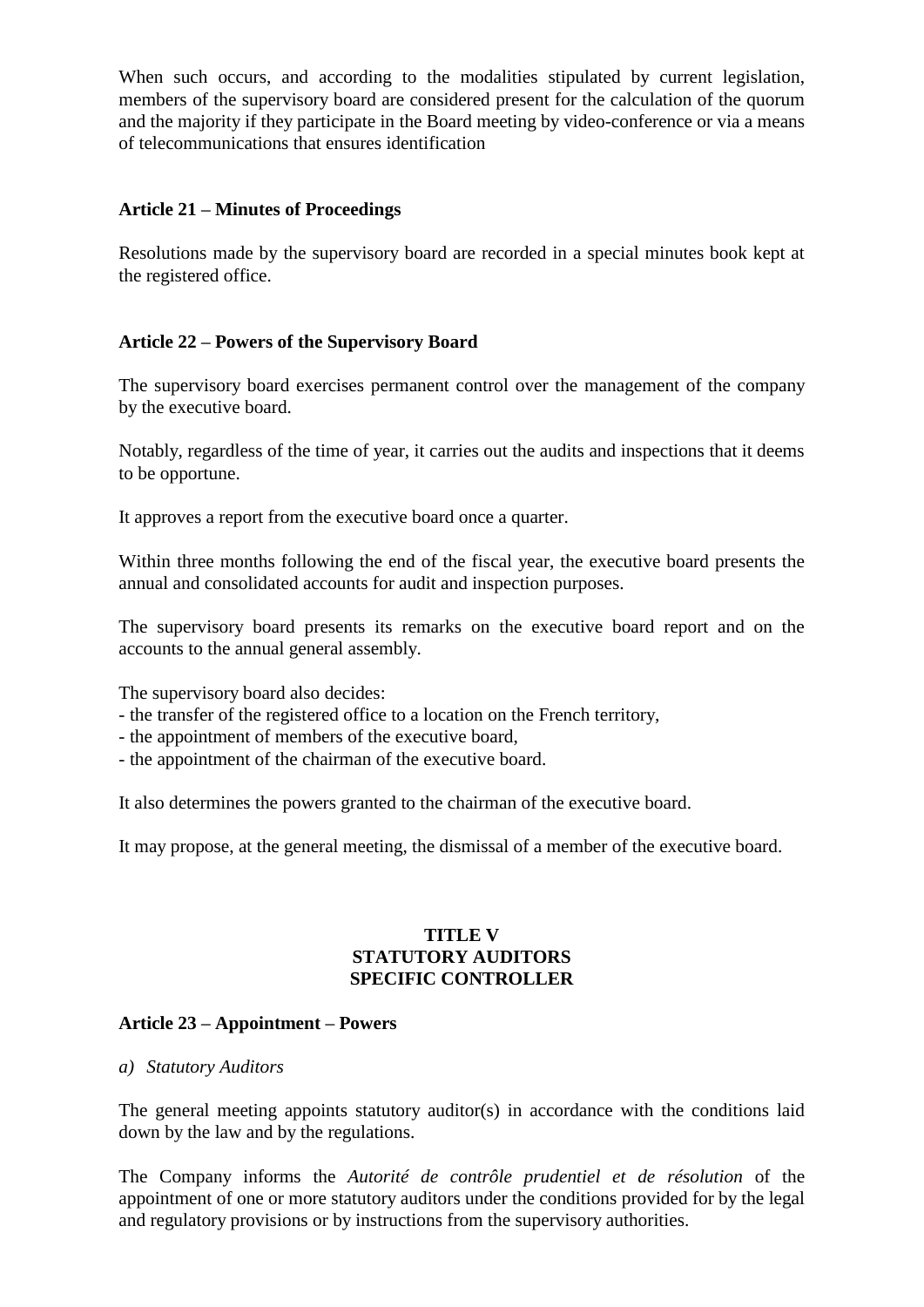When such occurs, and according to the modalities stipulated by current legislation, members of the supervisory board are considered present for the calculation of the quorum and the majority if they participate in the Board meeting by video-conference or via a means of telecommunications that ensures identification

**Article 21 – Minutes of Proceedings**

Resolutions made by the supervisory board are recorded in a special minutes book kept at the registered office.

**Article 22 – Powers of the Supervisory Board**

The supervisory board exercises permanent control over the management of the company by the executive board.

Notably, regardless of the time of year, it carries out the audits and inspections that it deems to be opportune.

It approves a report from the executive board once a quarter.

Within three months following the end of the fiscal year, the executive board presents the annual and consolidated accounts for audit and inspection purposes.

The supervisory board presents its remarks on the executive board report and on the accounts to the annual general assembly.

The supervisory board also decides:
- the transfer of the registered office to a location on the French territory,
- the appointment of members of the executive board,
- the appointment of the chairman of the executive board.

It also determines the powers granted to the chairman of the executive board.

It may propose, at the general meeting, the dismissal of a member of the executive board.

## TITLE V
## STATUTORY AUDITORS
## SPECIFIC CONTROLLER

**Article 23 – Appointment – Powers**

*a) Statutory Auditors*

The general meeting appoints statutory auditor(s) in accordance with the conditions laid down by the law and by the regulations.

The Company informs the *Autorité de contrôle prudentiel et de résolution* of the appointment of one or more statutory auditors under the conditions provided for by the legal and regulatory provisions or by instructions from the supervisory authorities.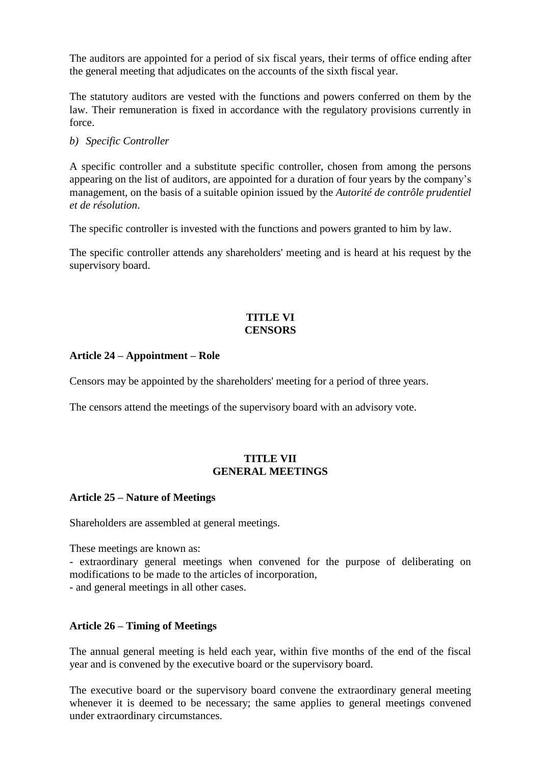The auditors are appointed for a period of six fiscal years, their terms of office ending after the general meeting that adjudicates on the accounts of the sixth fiscal year.

The statutory auditors are vested with the functions and powers conferred on them by the law. Their remuneration is fixed in accordance with the regulatory provisions currently in force.

*b) Specific Controller*

A specific controller and a substitute specific controller, chosen from among the persons appearing on the list of auditors, are appointed for a duration of four years by the company's management, on the basis of a suitable opinion issued by the *Autorité de contrôle prudentiel et de résolution*.

The specific controller is invested with the functions and powers granted to him by law.

The specific controller attends any shareholders' meeting and is heard at his request by the supervisory board.

## TITLE VI
## CENSORS

### Article 24 – Appointment – Role

Censors may be appointed by the shareholders' meeting for a period of three years.

The censors attend the meetings of the supervisory board with an advisory vote.

## TITLE VII
## GENERAL MEETINGS

### Article 25 – Nature of Meetings

Shareholders are assembled at general meetings.

These meetings are known as:
- extraordinary general meetings when convened for the purpose of deliberating on modifications to be made to the articles of incorporation,
- and general meetings in all other cases.

### Article 26 – Timing of Meetings

The annual general meeting is held each year, within five months of the end of the fiscal year and is convened by the executive board or the supervisory board.

The executive board or the supervisory board convene the extraordinary general meeting whenever it is deemed to be necessary; the same applies to general meetings convened under extraordinary circumstances.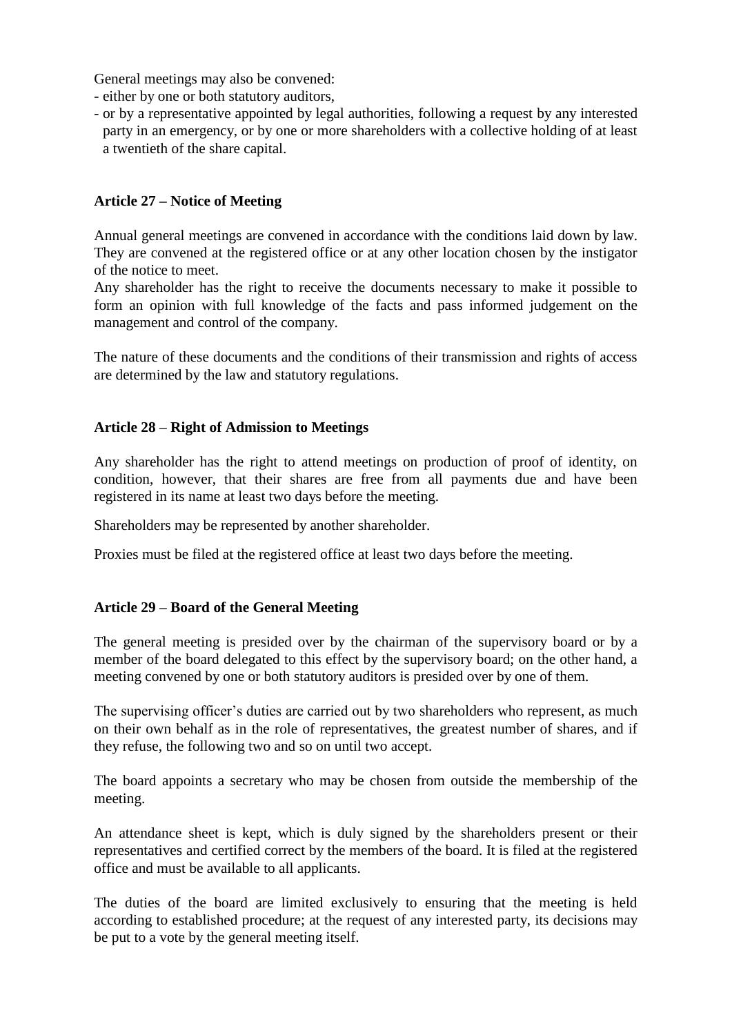General meetings may also be convened:

- either by one or both statutory auditors,
- or by a representative appointed by legal authorities, following a request by any interested party in an emergency, or by one or more shareholders with a collective holding of at least a twentieth of the share capital.

**Article 27 – Notice of Meeting**

Annual general meetings are convened in accordance with the conditions laid down by law. They are convened at the registered office or at any other location chosen by the instigator of the notice to meet.

Any shareholder has the right to receive the documents necessary to make it possible to form an opinion with full knowledge of the facts and pass informed judgement on the management and control of the company.

The nature of these documents and the conditions of their transmission and rights of access are determined by the law and statutory regulations.

**Article 28 – Right of Admission to Meetings**

Any shareholder has the right to attend meetings on production of proof of identity, on condition, however, that their shares are free from all payments due and have been registered in its name at least two days before the meeting.

Shareholders may be represented by another shareholder.

Proxies must be filed at the registered office at least two days before the meeting.

**Article 29 – Board of the General Meeting**

The general meeting is presided over by the chairman of the supervisory board or by a member of the board delegated to this effect by the supervisory board; on the other hand, a meeting convened by one or both statutory auditors is presided over by one of them.

The supervising officer's duties are carried out by two shareholders who represent, as much on their own behalf as in the role of representatives, the greatest number of shares, and if they refuse, the following two and so on until two accept.

The board appoints a secretary who may be chosen from outside the membership of the meeting.

An attendance sheet is kept, which is duly signed by the shareholders present or their representatives and certified correct by the members of the board. It is filed at the registered office and must be available to all applicants.

The duties of the board are limited exclusively to ensuring that the meeting is held according to established procedure; at the request of any interested party, its decisions may be put to a vote by the general meeting itself.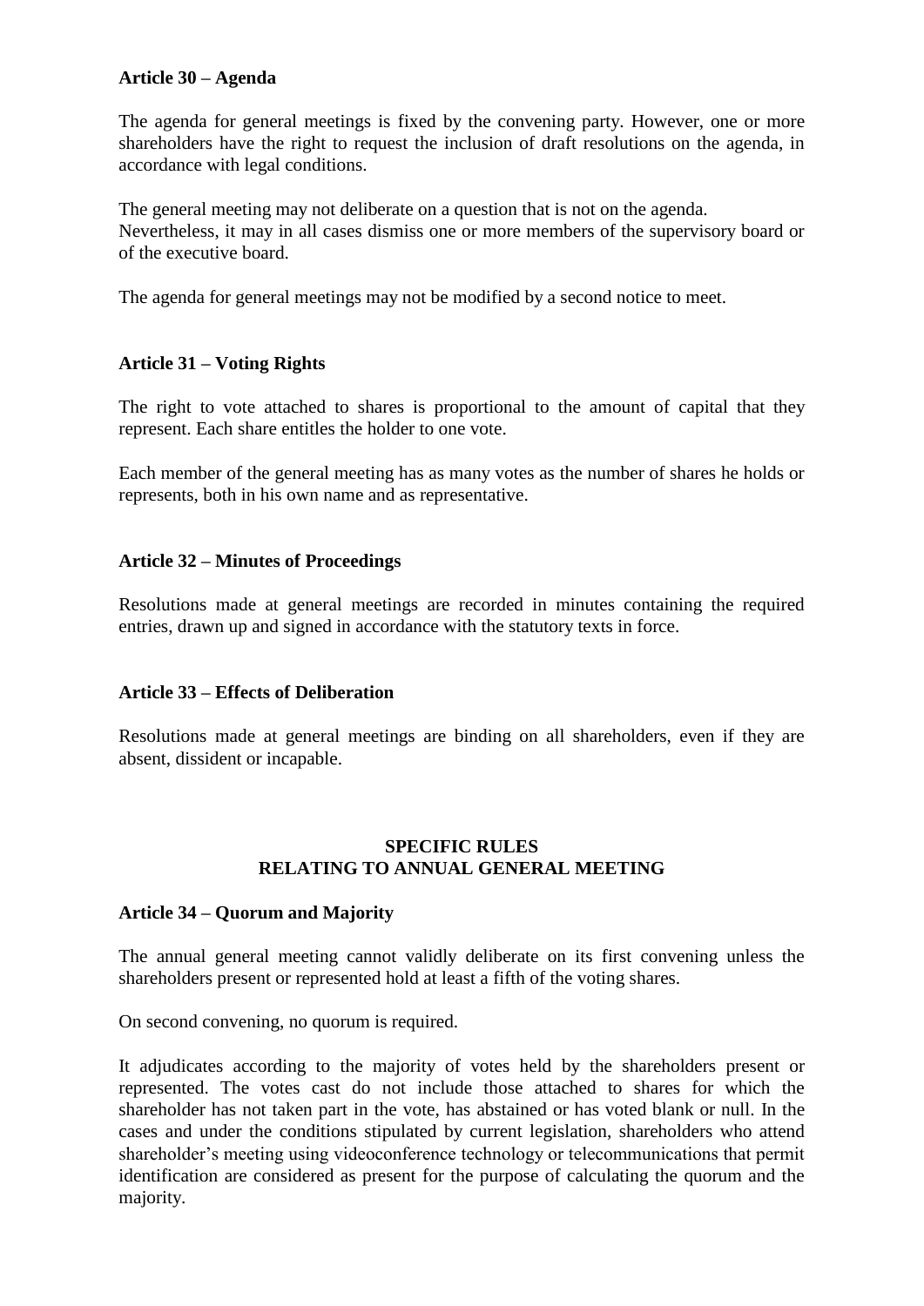**Article 30 – Agenda**

The agenda for general meetings is fixed by the convening party. However, one or more shareholders have the right to request the inclusion of draft resolutions on the agenda, in accordance with legal conditions.

The general meeting may not deliberate on a question that is not on the agenda.
Nevertheless, it may in all cases dismiss one or more members of the supervisory board or of the executive board.

The agenda for general meetings may not be modified by a second notice to meet.

**Article 31 – Voting Rights**

The right to vote attached to shares is proportional to the amount of capital that they represent. Each share entitles the holder to one vote.

Each member of the general meeting has as many votes as the number of shares he holds or represents, both in his own name and as representative.

**Article 32 – Minutes of Proceedings**

Resolutions made at general meetings are recorded in minutes containing the required entries, drawn up and signed in accordance with the statutory texts in force.

**Article 33 – Effects of Deliberation**

Resolutions made at general meetings are binding on all shareholders, even if they are absent, dissident or incapable.

## SPECIFIC RULES RELATING TO ANNUAL GENERAL MEETING

**Article 34 – Quorum and Majority**

The annual general meeting cannot validly deliberate on its first convening unless the shareholders present or represented hold at least a fifth of the voting shares.

On second convening, no quorum is required.

It adjudicates according to the majority of votes held by the shareholders present or represented. The votes cast do not include those attached to shares for which the shareholder has not taken part in the vote, has abstained or has voted blank or null. In the cases and under the conditions stipulated by current legislation, shareholders who attend shareholder's meeting using videoconference technology or telecommunications that permit identification are considered as present for the purpose of calculating the quorum and the majority.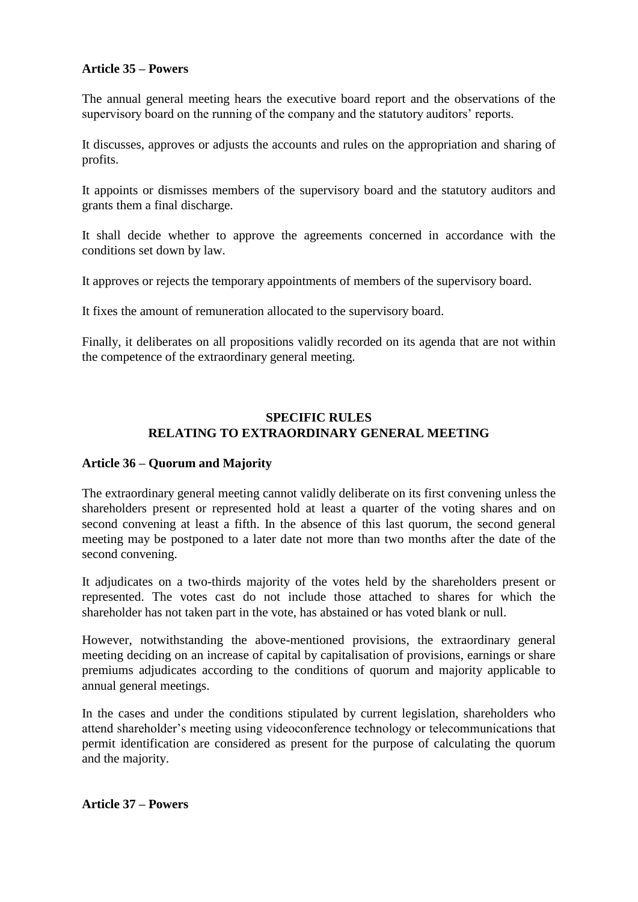**Article 35 – Powers**

The annual general meeting hears the executive board report and the observations of the supervisory board on the running of the company and the statutory auditors' reports.

It discusses, approves or adjusts the accounts and rules on the appropriation and sharing of profits.

It appoints or dismisses members of the supervisory board and the statutory auditors and grants them a final discharge.

It shall decide whether to approve the agreements concerned in accordance with the conditions set down by law.

It approves or rejects the temporary appointments of members of the supervisory board.

It fixes the amount of remuneration allocated to the supervisory board.

Finally, it deliberates on all propositions validly recorded on its agenda that are not within the competence of the extraordinary general meeting.

## SPECIFIC RULES
## RELATING TO EXTRAORDINARY GENERAL MEETING

**Article 36 – Quorum and Majority**

The extraordinary general meeting cannot validly deliberate on its first convening unless the shareholders present or represented hold at least a quarter of the voting shares and on second convening at least a fifth. In the absence of this last quorum, the second general meeting may be postponed to a later date not more than two months after the date of the second convening.

It adjudicates on a two-thirds majority of the votes held by the shareholders present or represented. The votes cast do not include those attached to shares for which the shareholder has not taken part in the vote, has abstained or has voted blank or null.

However, notwithstanding the above-mentioned provisions, the extraordinary general meeting deciding on an increase of capital by capitalisation of provisions, earnings or share premiums adjudicates according to the conditions of quorum and majority applicable to annual general meetings.

In the cases and under the conditions stipulated by current legislation, shareholders who attend shareholder's meeting using videoconference technology or telecommunications that permit identification are considered as present for the purpose of calculating the quorum and the majority.

**Article 37 – Powers**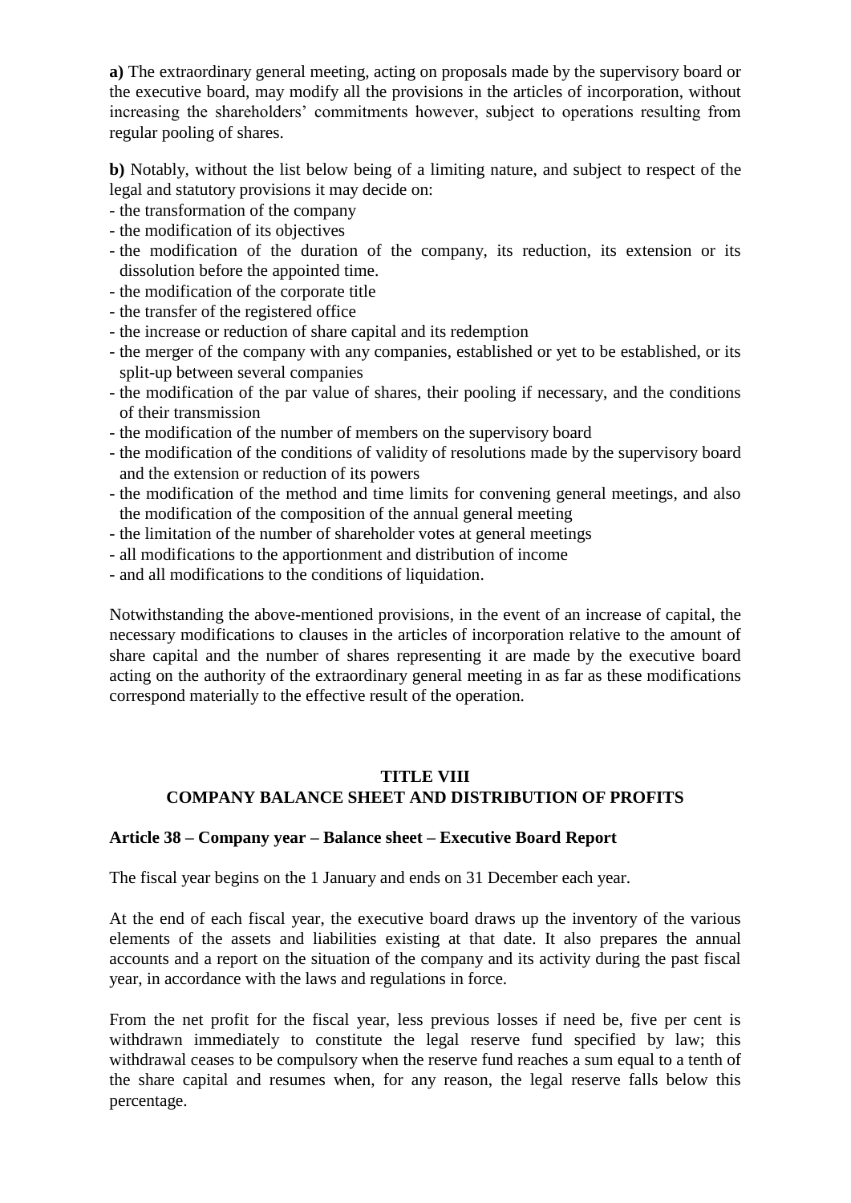**a)** The extraordinary general meeting, acting on proposals made by the supervisory board or the executive board, may modify all the provisions in the articles of incorporation, without increasing the shareholders' commitments however, subject to operations resulting from regular pooling of shares.

**b)** Notably, without the list below being of a limiting nature, and subject to respect of the legal and statutory provisions it may decide on:

- the transformation of the company
- the modification of its objectives
- the modification of the duration of the company, its reduction, its extension or its dissolution before the appointed time.
- the modification of the corporate title
- the transfer of the registered office
- the increase or reduction of share capital and its redemption
- the merger of the company with any companies, established or yet to be established, or its split-up between several companies
- the modification of the par value of shares, their pooling if necessary, and the conditions of their transmission
- the modification of the number of members on the supervisory board
- the modification of the conditions of validity of resolutions made by the supervisory board and the extension or reduction of its powers
- the modification of the method and time limits for convening general meetings, and also the modification of the composition of the annual general meeting
- the limitation of the number of shareholder votes at general meetings
- all modifications to the apportionment and distribution of income
- and all modifications to the conditions of liquidation.

Notwithstanding the above-mentioned provisions, in the event of an increase of capital, the necessary modifications to clauses in the articles of incorporation relative to the amount of share capital and the number of shares representing it are made by the executive board acting on the authority of the extraordinary general meeting in as far as these modifications correspond materially to the effective result of the operation.

## TITLE VIII
## COMPANY BALANCE SHEET AND DISTRIBUTION OF PROFITS

### Article 38 – Company year – Balance sheet – Executive Board Report

The fiscal year begins on the 1 January and ends on 31 December each year.

At the end of each fiscal year, the executive board draws up the inventory of the various elements of the assets and liabilities existing at that date. It also prepares the annual accounts and a report on the situation of the company and its activity during the past fiscal year, in accordance with the laws and regulations in force.

From the net profit for the fiscal year, less previous losses if need be, five per cent is withdrawn immediately to constitute the legal reserve fund specified by law; this withdrawal ceases to be compulsory when the reserve fund reaches a sum equal to a tenth of the share capital and resumes when, for any reason, the legal reserve falls below this percentage.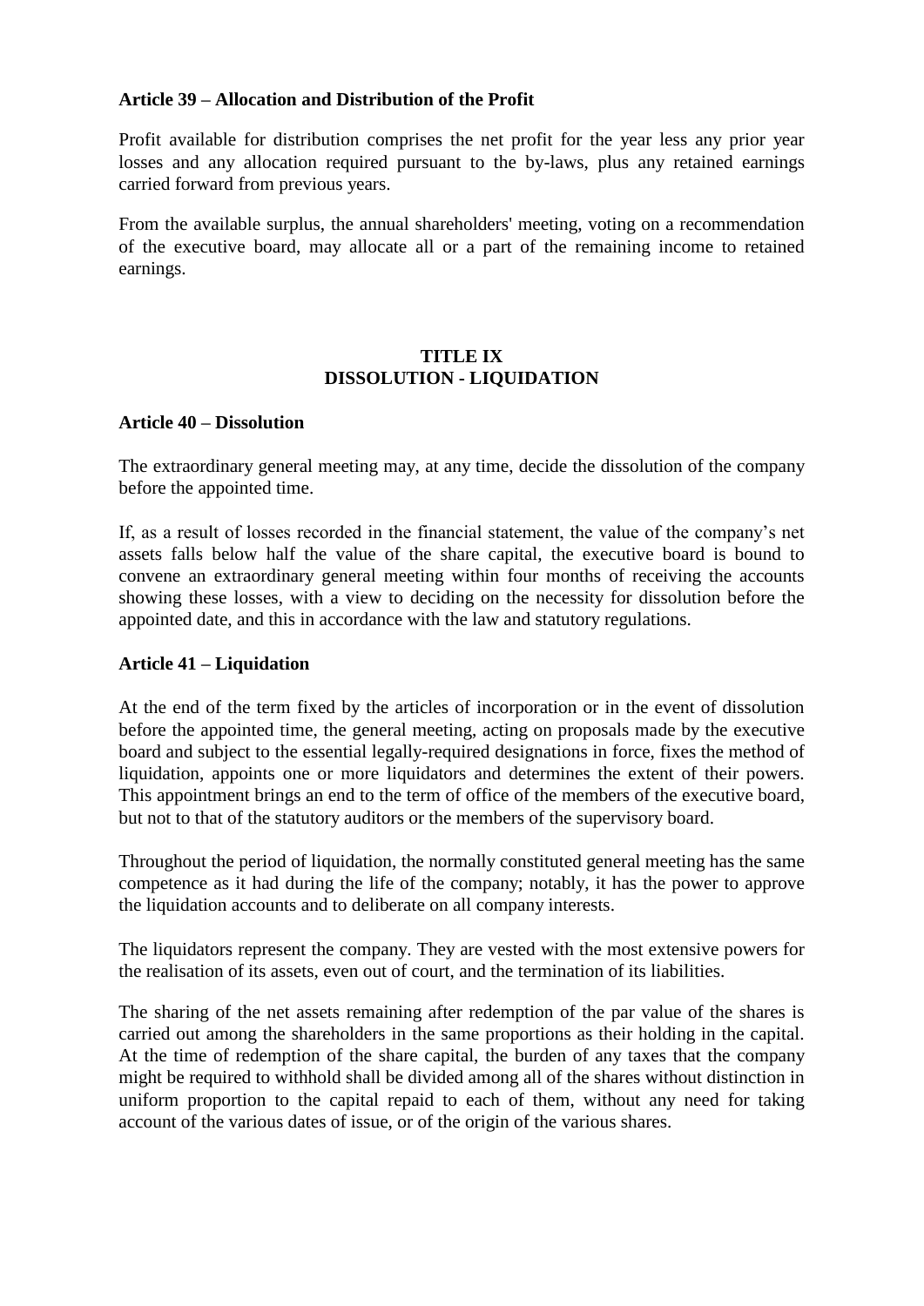**Article 39 – Allocation and Distribution of the Profit**

Profit available for distribution comprises the net profit for the year less any prior year losses and any allocation required pursuant to the by-laws, plus any retained earnings carried forward from previous years.

From the available surplus, the annual shareholders' meeting, voting on a recommendation of the executive board, may allocate all or a part of the remaining income to retained earnings.

## TITLE IX
## DISSOLUTION - LIQUIDATION

**Article 40 – Dissolution**

The extraordinary general meeting may, at any time, decide the dissolution of the company before the appointed time.

If, as a result of losses recorded in the financial statement, the value of the company's net assets falls below half the value of the share capital, the executive board is bound to convene an extraordinary general meeting within four months of receiving the accounts showing these losses, with a view to deciding on the necessity for dissolution before the appointed date, and this in accordance with the law and statutory regulations.

**Article 41 – Liquidation**

At the end of the term fixed by the articles of incorporation or in the event of dissolution before the appointed time, the general meeting, acting on proposals made by the executive board and subject to the essential legally-required designations in force, fixes the method of liquidation, appoints one or more liquidators and determines the extent of their powers. This appointment brings an end to the term of office of the members of the executive board, but not to that of the statutory auditors or the members of the supervisory board.

Throughout the period of liquidation, the normally constituted general meeting has the same competence as it had during the life of the company; notably, it has the power to approve the liquidation accounts and to deliberate on all company interests.

The liquidators represent the company. They are vested with the most extensive powers for the realisation of its assets, even out of court, and the termination of its liabilities.

The sharing of the net assets remaining after redemption of the par value of the shares is carried out among the shareholders in the same proportions as their holding in the capital. At the time of redemption of the share capital, the burden of any taxes that the company might be required to withhold shall be divided among all of the shares without distinction in uniform proportion to the capital repaid to each of them, without any need for taking account of the various dates of issue, or of the origin of the various shares.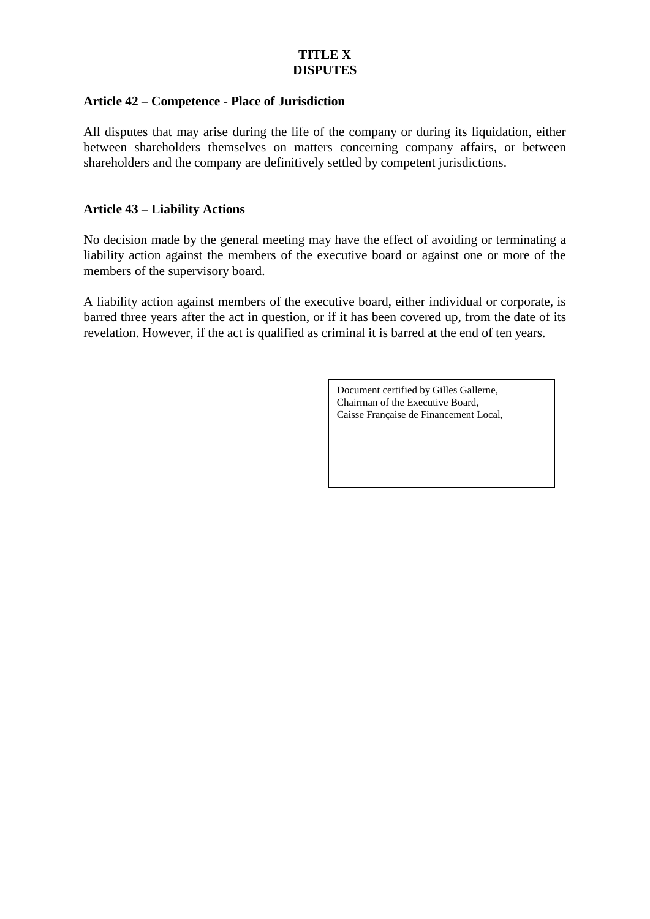## TITLE X
## DISPUTES

### Article 42 – Competence - Place of Jurisdiction

All disputes that may arise during the life of the company or during its liquidation, either between shareholders themselves on matters concerning company affairs, or between shareholders and the company are definitively settled by competent jurisdictions.

### Article 43 – Liability Actions

No decision made by the general meeting may have the effect of avoiding or terminating a liability action against the members of the executive board or against one or more of the members of the supervisory board.

A liability action against members of the executive board, either individual or corporate, is barred three years after the act in question, or if it has been covered up, from the date of its revelation. However, if the act is qualified as criminal it is barred at the end of ten years.

Document certified by Gilles Gallerne,
Chairman of the Executive Board,
Caisse Française de Financement Local,